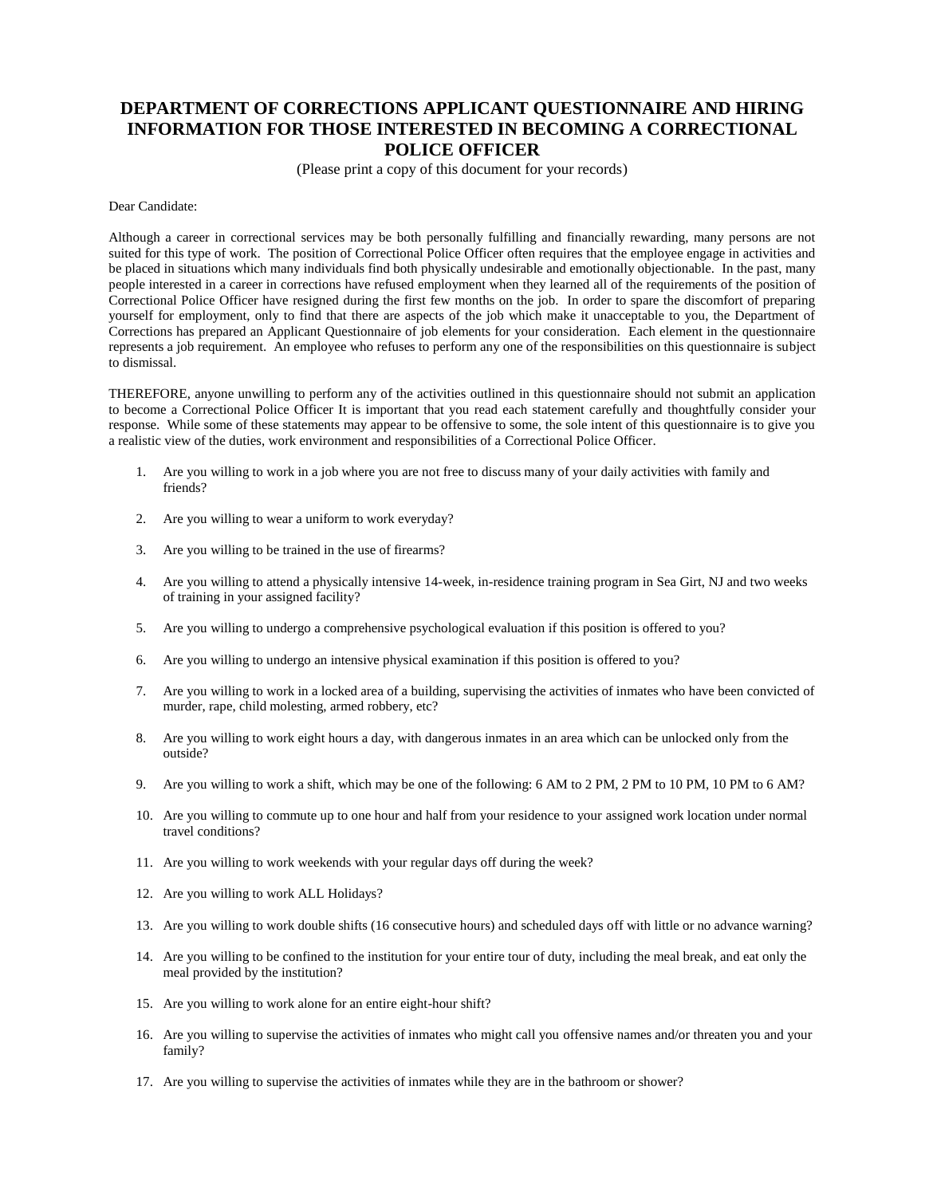# DEPARTMENT OF CORRECTIONS APPLICANT QUESTIONNAIRE AND HIRING INFORMATION FOR THOSE INTERESTED IN BECOMING A CORRECTIONAL POLICE OFFICER

(Please print a copy of this document for your records)

Dear Candidate:

Although a career in correctional services may be both personally fulfilling and financially rewarding, many persons are not suited for this type of work. The position of Correctional Police Officer often requires that the employee engage in activities and be placed in situations which many individuals find both physically undesirable and emotionally objectionable. In the past, many people interested in a career in corrections have refused employment when they learned all of the requirements of the position of Correctional Police Officer have resigned during the first few months on the job. In order to spare the discomfort of preparing yourself for employment, only to find that there are aspects of the job which make it unacceptable to you, the Department of Corrections has prepared an Applicant Questionnaire of job elements for your consideration. Each element in the questionnaire represents a job requirement. An employee who refuses to perform any one of the responsibilities on this questionnaire is subject to dismissal.

THEREFORE, anyone unwilling to perform any of the activities outlined in this questionnaire should not submit an application to become a Correctional Police Officer It is important that you read each statement carefully and thoughtfully consider your response. While some of these statements may appear to be offensive to some, the sole intent of this questionnaire is to give you a realistic view of the duties, work environment and responsibilities of a Correctional Police Officer.

1. Are you willing to work in a job where you are not free to discuss many of your daily activities with family and friends?
2. Are you willing to wear a uniform to work everyday?
3. Are you willing to be trained in the use of firearms?
4. Are you willing to attend a physically intensive 14-week, in-residence training program in Sea Girt, NJ and two weeks of training in your assigned facility?
5. Are you willing to undergo a comprehensive psychological evaluation if this position is offered to you?
6. Are you willing to undergo an intensive physical examination if this position is offered to you?
7. Are you willing to work in a locked area of a building, supervising the activities of inmates who have been convicted of murder, rape, child molesting, armed robbery, etc?
8. Are you willing to work eight hours a day, with dangerous inmates in an area which can be unlocked only from the outside?
9. Are you willing to work a shift, which may be one of the following: 6 AM to 2 PM, 2 PM to 10 PM, 10 PM to 6 AM?
10. Are you willing to commute up to one hour and half from your residence to your assigned work location under normal travel conditions?
11. Are you willing to work weekends with your regular days off during the week?
12. Are you willing to work ALL Holidays?
13. Are you willing to work double shifts (16 consecutive hours) and scheduled days off with little or no advance warning?
14. Are you willing to be confined to the institution for your entire tour of duty, including the meal break, and eat only the meal provided by the institution?
15. Are you willing to work alone for an entire eight-hour shift?
16. Are you willing to supervise the activities of inmates who might call you offensive names and/or threaten you and your family?
17. Are you willing to supervise the activities of inmates while they are in the bathroom or shower?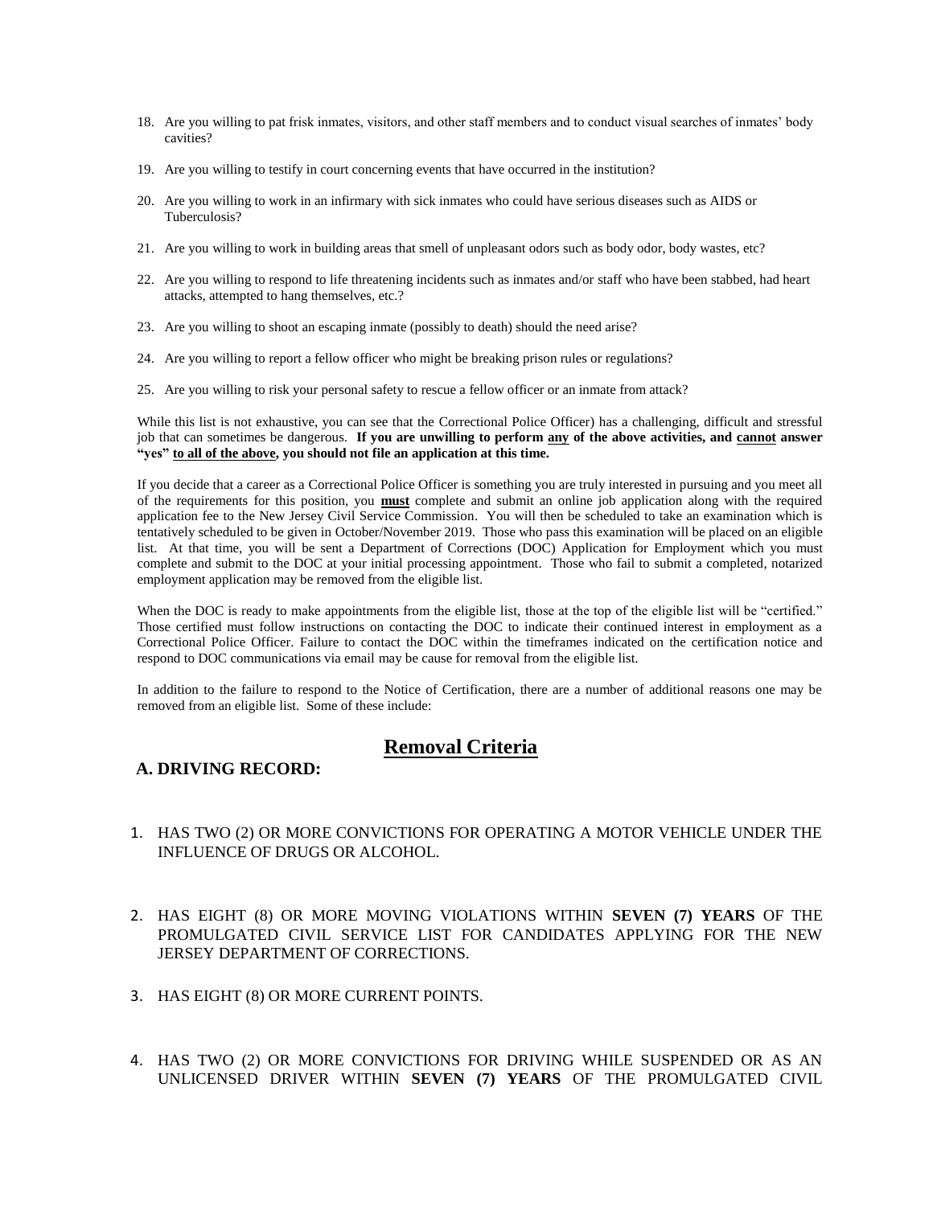18. Are you willing to pat frisk inmates, visitors, and other staff members and to conduct visual searches of inmates' body cavities?

19. Are you willing to testify in court concerning events that have occurred in the institution?

20. Are you willing to work in an infirmary with sick inmates who could have serious diseases such as AIDS or Tuberculosis?

21. Are you willing to work in building areas that smell of unpleasant odors such as body odor, body wastes, etc?

22. Are you willing to respond to life threatening incidents such as inmates and/or staff who have been stabbed, had heart attacks, attempted to hang themselves, etc.?

23. Are you willing to shoot an escaping inmate (possibly to death) should the need arise?

24. Are you willing to report a fellow officer who might be breaking prison rules or regulations?

25. Are you willing to risk your personal safety to rescue a fellow officer or an inmate from attack?

While this list is not exhaustive, you can see that the Correctional Police Officer) has a challenging, difficult and stressful job that can sometimes be dangerous. **If you are unwilling to perform <u>any</u> of the above activities, and <u>cannot</u> answer "yes" <u>to all of the above</u>, you should not file an application at this time.**

If you decide that a career as a Correctional Police Officer is something you are truly interested in pursuing and you meet all of the requirements for this position, you **<u>must</u>** complete and submit an online job application along with the required application fee to the New Jersey Civil Service Commission. You will then be scheduled to take an examination which is tentatively scheduled to be given in October/November 2019. Those who pass this examination will be placed on an eligible list. At that time, you will be sent a Department of Corrections (DOC) Application for Employment which you must complete and submit to the DOC at your initial processing appointment. Those who fail to submit a completed, notarized employment application may be removed from the eligible list.

When the DOC is ready to make appointments from the eligible list, those at the top of the eligible list will be "certified." Those certified must follow instructions on contacting the DOC to indicate their continued interest in employment as a Correctional Police Officer. Failure to contact the DOC within the timeframes indicated on the certification notice and respond to DOC communications via email may be cause for removal from the eligible list.

In addition to the failure to respond to the Notice of Certification, there are a number of additional reasons one may be removed from an eligible list. Some of these include:

## <u>Removal Criteria</u>

### A. DRIVING RECORD:

1. HAS TWO (2) OR MORE CONVICTIONS FOR OPERATING A MOTOR VEHICLE UNDER THE INFLUENCE OF DRUGS OR ALCOHOL.

2. HAS EIGHT (8) OR MORE MOVING VIOLATIONS WITHIN **SEVEN (7) YEARS** OF THE PROMULGATED CIVIL SERVICE LIST FOR CANDIDATES APPLYING FOR THE NEW JERSEY DEPARTMENT OF CORRECTIONS.

3. HAS EIGHT (8) OR MORE CURRENT POINTS.

4. HAS TWO (2) OR MORE CONVICTIONS FOR DRIVING WHILE SUSPENDED OR AS AN UNLICENSED DRIVER WITHIN **SEVEN (7) YEARS** OF THE PROMULGATED CIVIL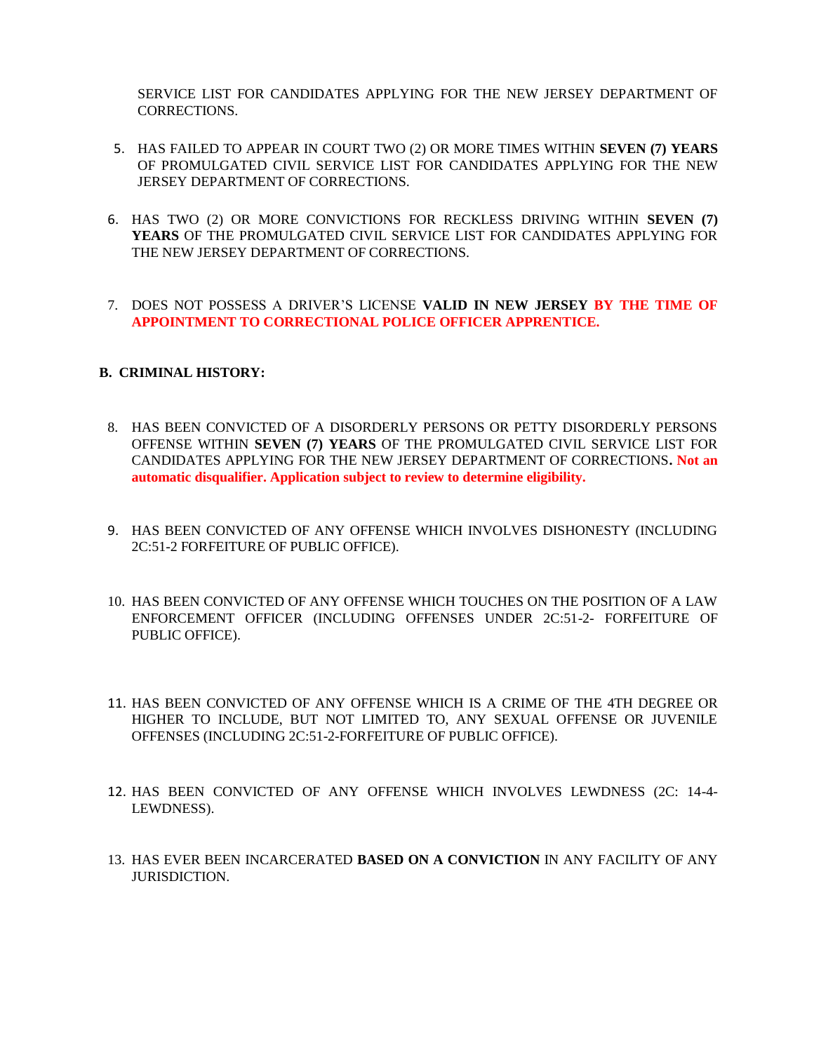SERVICE LIST FOR CANDIDATES APPLYING FOR THE NEW JERSEY DEPARTMENT OF CORRECTIONS.

5. HAS FAILED TO APPEAR IN COURT TWO (2) OR MORE TIMES WITHIN **SEVEN (7) YEARS** OF PROMULGATED CIVIL SERVICE LIST FOR CANDIDATES APPLYING FOR THE NEW JERSEY DEPARTMENT OF CORRECTIONS.

6. HAS TWO (2) OR MORE CONVICTIONS FOR RECKLESS DRIVING WITHIN **SEVEN (7) YEARS** OF THE PROMULGATED CIVIL SERVICE LIST FOR CANDIDATES APPLYING FOR THE NEW JERSEY DEPARTMENT OF CORRECTIONS.

7. DOES NOT POSSESS A DRIVER'S LICENSE **VALID IN NEW JERSEY** **BY THE TIME OF APPOINTMENT TO CORRECTIONAL POLICE OFFICER APPRENTICE.**

**B. CRIMINAL HISTORY:**

8. HAS BEEN CONVICTED OF A DISORDERLY PERSONS OR PETTY DISORDERLY PERSONS OFFENSE WITHIN **SEVEN (7) YEARS** OF THE PROMULGATED CIVIL SERVICE LIST FOR CANDIDATES APPLYING FOR THE NEW JERSEY DEPARTMENT OF CORRECTIONS**.** **Not an automatic disqualifier. Application subject to review to determine eligibility.**

9. HAS BEEN CONVICTED OF ANY OFFENSE WHICH INVOLVES DISHONESTY (INCLUDING 2C:51-2 FORFEITURE OF PUBLIC OFFICE).

10. HAS BEEN CONVICTED OF ANY OFFENSE WHICH TOUCHES ON THE POSITION OF A LAW ENFORCEMENT OFFICER (INCLUDING OFFENSES UNDER 2C:51-2- FORFEITURE OF PUBLIC OFFICE).

11. HAS BEEN CONVICTED OF ANY OFFENSE WHICH IS A CRIME OF THE 4TH DEGREE OR HIGHER TO INCLUDE, BUT NOT LIMITED TO, ANY SEXUAL OFFENSE OR JUVENILE OFFENSES (INCLUDING 2C:51-2-FORFEITURE OF PUBLIC OFFICE).

12. HAS BEEN CONVICTED OF ANY OFFENSE WHICH INVOLVES LEWDNESS (2C: 14-4- LEWDNESS).

13. HAS EVER BEEN INCARCERATED **BASED ON A CONVICTION** IN ANY FACILITY OF ANY JURISDICTION.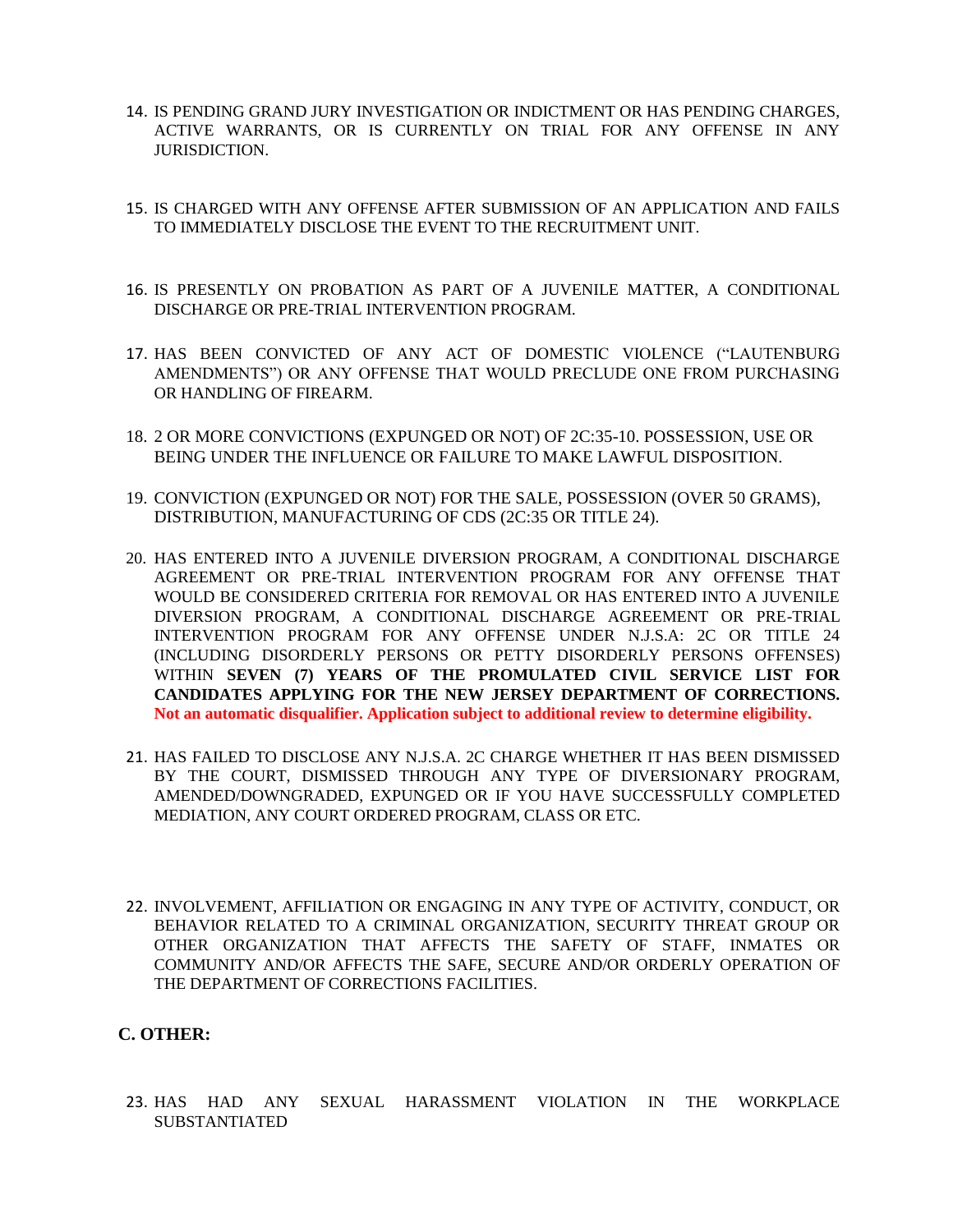14. IS PENDING GRAND JURY INVESTIGATION OR INDICTMENT OR HAS PENDING CHARGES, ACTIVE WARRANTS, OR IS CURRENTLY ON TRIAL FOR ANY OFFENSE IN ANY JURISDICTION.

15. IS CHARGED WITH ANY OFFENSE AFTER SUBMISSION OF AN APPLICATION AND FAILS TO IMMEDIATELY DISCLOSE THE EVENT TO THE RECRUITMENT UNIT.

16. IS PRESENTLY ON PROBATION AS PART OF A JUVENILE MATTER, A CONDITIONAL DISCHARGE OR PRE-TRIAL INTERVENTION PROGRAM.

17. HAS BEEN CONVICTED OF ANY ACT OF DOMESTIC VIOLENCE ("LAUTENBURG AMENDMENTS") OR ANY OFFENSE THAT WOULD PRECLUDE ONE FROM PURCHASING OR HANDLING OF FIREARM.

18. 2 OR MORE CONVICTIONS (EXPUNGED OR NOT) OF 2C:35-10. POSSESSION, USE OR BEING UNDER THE INFLUENCE OR FAILURE TO MAKE LAWFUL DISPOSITION.

19. CONVICTION (EXPUNGED OR NOT) FOR THE SALE, POSSESSION (OVER 50 GRAMS), DISTRIBUTION, MANUFACTURING OF CDS (2C:35 OR TITLE 24).

20. HAS ENTERED INTO A JUVENILE DIVERSION PROGRAM, A CONDITIONAL DISCHARGE AGREEMENT OR PRE-TRIAL INTERVENTION PROGRAM FOR ANY OFFENSE THAT WOULD BE CONSIDERED CRITERIA FOR REMOVAL OR HAS ENTERED INTO A JUVENILE DIVERSION PROGRAM, A CONDITIONAL DISCHARGE AGREEMENT OR PRE-TRIAL INTERVENTION PROGRAM FOR ANY OFFENSE UNDER N.J.S.A: 2C OR TITLE 24 (INCLUDING DISORDERLY PERSONS OR PETTY DISORDERLY PERSONS OFFENSES) WITHIN **SEVEN (7) YEARS OF THE PROMULATED CIVIL SERVICE LIST FOR CANDIDATES APPLYING FOR THE NEW JERSEY DEPARTMENT OF CORRECTIONS.** **Not an automatic disqualifier. Application subject to additional review to determine eligibility.**

21. HAS FAILED TO DISCLOSE ANY N.J.S.A. 2C CHARGE WHETHER IT HAS BEEN DISMISSED BY THE COURT, DISMISSED THROUGH ANY TYPE OF DIVERSIONARY PROGRAM, AMENDED/DOWNGRADED, EXPUNGED OR IF YOU HAVE SUCCESSFULLY COMPLETED MEDIATION, ANY COURT ORDERED PROGRAM, CLASS OR ETC.

22. INVOLVEMENT, AFFILIATION OR ENGAGING IN ANY TYPE OF ACTIVITY, CONDUCT, OR BEHAVIOR RELATED TO A CRIMINAL ORGANIZATION, SECURITY THREAT GROUP OR OTHER ORGANIZATION THAT AFFECTS THE SAFETY OF STAFF, INMATES OR COMMUNITY AND/OR AFFECTS THE SAFE, SECURE AND/OR ORDERLY OPERATION OF THE DEPARTMENT OF CORRECTIONS FACILITIES.

## C. OTHER:

23. HAS HAD ANY SEXUAL HARASSMENT VIOLATION IN THE WORKPLACE SUBSTANTIATED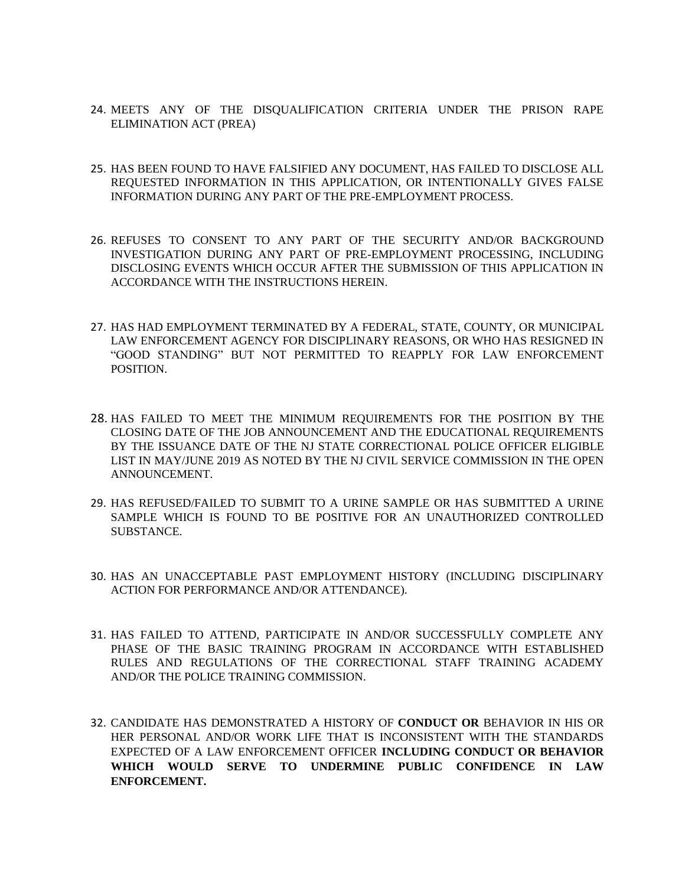24. MEETS ANY OF THE DISQUALIFICATION CRITERIA UNDER THE PRISON RAPE ELIMINATION ACT (PREA)

25. HAS BEEN FOUND TO HAVE FALSIFIED ANY DOCUMENT, HAS FAILED TO DISCLOSE ALL REQUESTED INFORMATION IN THIS APPLICATION, OR INTENTIONALLY GIVES FALSE INFORMATION DURING ANY PART OF THE PRE-EMPLOYMENT PROCESS.

26. REFUSES TO CONSENT TO ANY PART OF THE SECURITY AND/OR BACKGROUND INVESTIGATION DURING ANY PART OF PRE-EMPLOYMENT PROCESSING, INCLUDING DISCLOSING EVENTS WHICH OCCUR AFTER THE SUBMISSION OF THIS APPLICATION IN ACCORDANCE WITH THE INSTRUCTIONS HEREIN.

27. HAS HAD EMPLOYMENT TERMINATED BY A FEDERAL, STATE, COUNTY, OR MUNICIPAL LAW ENFORCEMENT AGENCY FOR DISCIPLINARY REASONS, OR WHO HAS RESIGNED IN "GOOD STANDING" BUT NOT PERMITTED TO REAPPLY FOR LAW ENFORCEMENT POSITION.

28. HAS FAILED TO MEET THE MINIMUM REQUIREMENTS FOR THE POSITION BY THE CLOSING DATE OF THE JOB ANNOUNCEMENT AND THE EDUCATIONAL REQUIREMENTS BY THE ISSUANCE DATE OF THE NJ STATE CORRECTIONAL POLICE OFFICER ELIGIBLE LIST IN MAY/JUNE 2019 AS NOTED BY THE NJ CIVIL SERVICE COMMISSION IN THE OPEN ANNOUNCEMENT.

29. HAS REFUSED/FAILED TO SUBMIT TO A URINE SAMPLE OR HAS SUBMITTED A URINE SAMPLE WHICH IS FOUND TO BE POSITIVE FOR AN UNAUTHORIZED CONTROLLED SUBSTANCE.

30. HAS AN UNACCEPTABLE PAST EMPLOYMENT HISTORY (INCLUDING DISCIPLINARY ACTION FOR PERFORMANCE AND/OR ATTENDANCE).

31. HAS FAILED TO ATTEND, PARTICIPATE IN AND/OR SUCCESSFULLY COMPLETE ANY PHASE OF THE BASIC TRAINING PROGRAM IN ACCORDANCE WITH ESTABLISHED RULES AND REGULATIONS OF THE CORRECTIONAL STAFF TRAINING ACADEMY AND/OR THE POLICE TRAINING COMMISSION.

32. CANDIDATE HAS DEMONSTRATED A HISTORY OF **CONDUCT OR** BEHAVIOR IN HIS OR HER PERSONAL AND/OR WORK LIFE THAT IS INCONSISTENT WITH THE STANDARDS EXPECTED OF A LAW ENFORCEMENT OFFICER **INCLUDING CONDUCT OR BEHAVIOR WHICH WOULD SERVE TO UNDERMINE PUBLIC CONFIDENCE IN LAW ENFORCEMENT.**